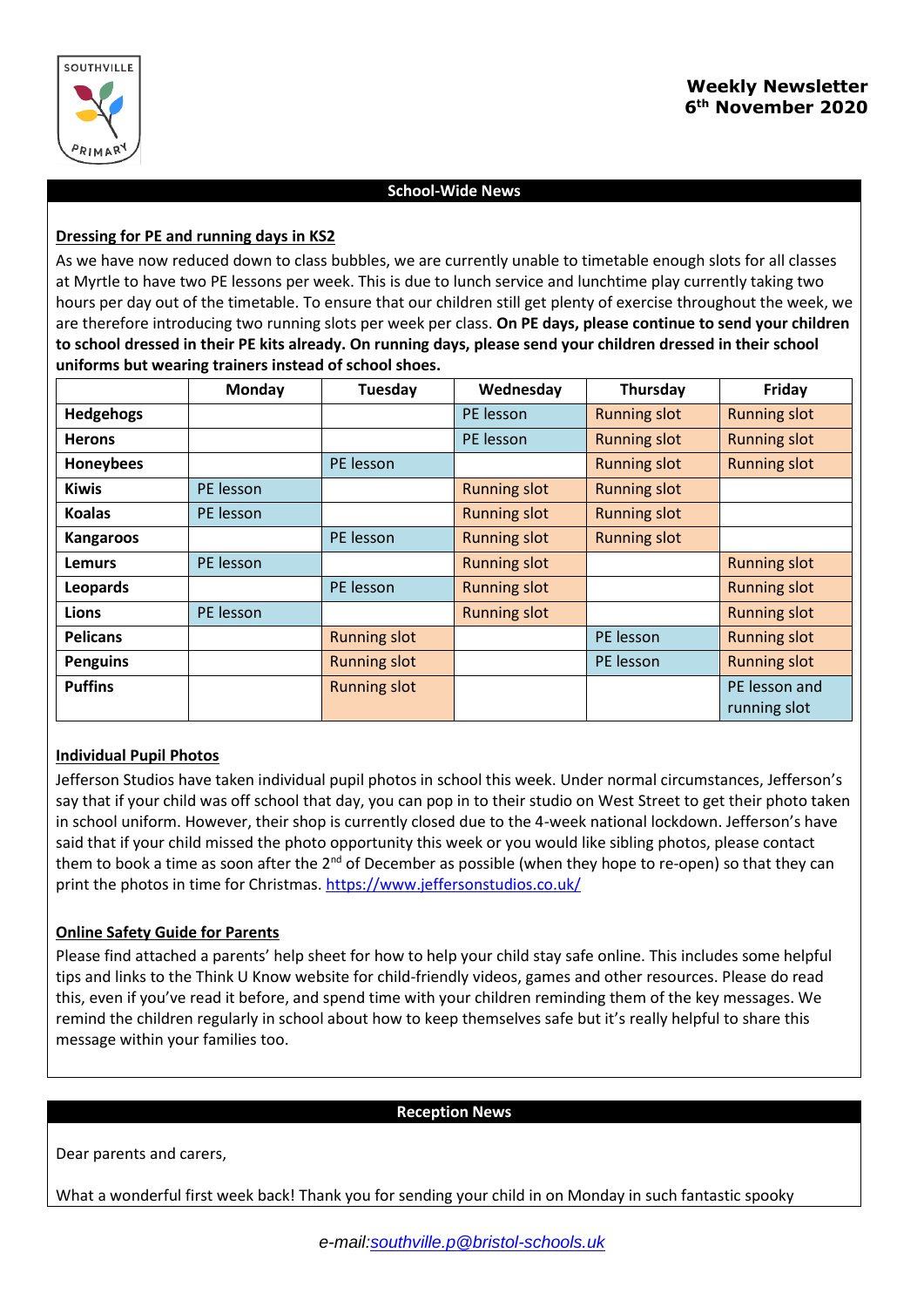**Weekly Newsletter**
**6th November 2020**

## School-Wide News

### Dressing for PE and running days in KS2

As we have now reduced down to class bubbles, we are currently unable to timetable enough slots for all classes at Myrtle to have two PE lessons per week. This is due to lunch service and lunchtime play currently taking two hours per day out of the timetable. To ensure that our children still get plenty of exercise throughout the week, we are therefore introducing two running slots per week per class. **On PE days, please continue to send your children to school dressed in their PE kits already. On running days, please send your children dressed in their school uniforms but wearing trainers instead of school shoes.**

| | Monday | Tuesday | Wednesday | Thursday | Friday |
|---|---|---|---|---|---|
| **Hedgehogs** | | | PE lesson | Running slot | Running slot |
| **Herons** | | | PE lesson | Running slot | Running slot |
| **Honeybees** | | PE lesson | | Running slot | Running slot |
| **Kiwis** | PE lesson | | Running slot | Running slot | |
| **Koalas** | PE lesson | | Running slot | Running slot | |
| **Kangaroos** | | PE lesson | Running slot | Running slot | |
| **Lemurs** | PE lesson | | Running slot | | Running slot |
| **Leopards** | | PE lesson | Running slot | | Running slot |
| **Lions** | PE lesson | | Running slot | | Running slot |
| **Pelicans** | | Running slot | | PE lesson | Running slot |
| **Penguins** | | Running slot | | PE lesson | Running slot |
| **Puffins** | | Running slot | | | PE lesson and running slot |

### Individual Pupil Photos

Jefferson Studios have taken individual pupil photos in school this week. Under normal circumstances, Jefferson's say that if your child was off school that day, you can pop in to their studio on West Street to get their photo taken in school uniform. However, their shop is currently closed due to the 4-week national lockdown. Jefferson's have said that if your child missed the photo opportunity this week or you would like sibling photos, please contact them to book a time as soon after the 2nd of December as possible (when they hope to re-open) so that they can print the photos in time for Christmas. https://www.jeffersonstudios.co.uk/

### Online Safety Guide for Parents

Please find attached a parents' help sheet for how to help your child stay safe online. This includes some helpful tips and links to the Think U Know website for child-friendly videos, games and other resources. Please do read this, even if you've read it before, and spend time with your children reminding them of the key messages. We remind the children regularly in school about how to keep themselves safe but it's really helpful to share this message within your families too.

## Reception News

Dear parents and carers,

What a wonderful first week back! Thank you for sending your child in on Monday in such fantastic spooky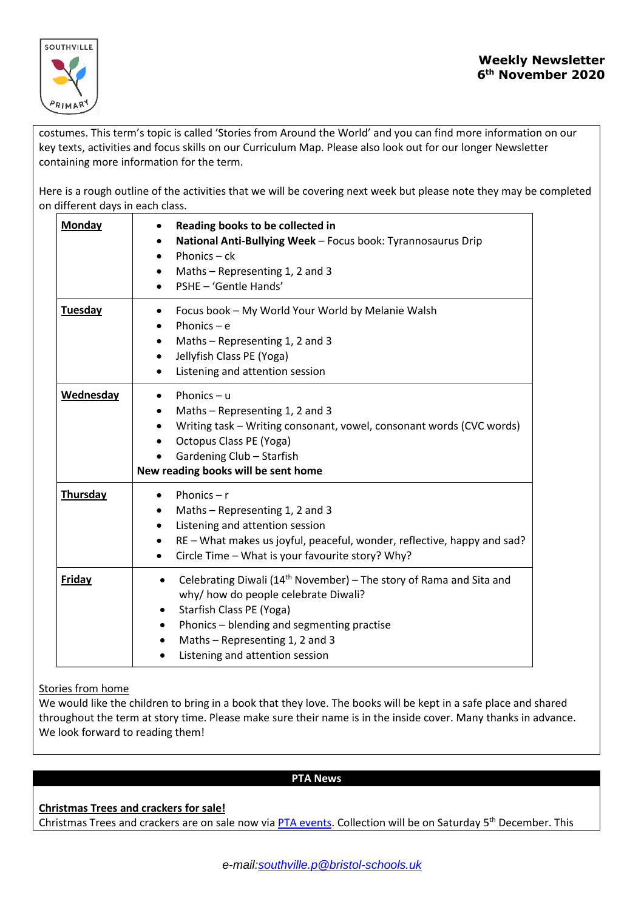costumes. This term's topic is called 'Stories from Around the World' and you can find more information on our key texts, activities and focus skills on our Curriculum Map. Please also look out for our longer Newsletter containing more information for the term.

Here is a rough outline of the activities that we will be covering next week but please note they may be completed on different days in each class.

| | |
|---|---|
| **Monday** | • **Reading books to be collected in**<br>• **National Anti-Bullying Week** – Focus book: Tyrannosaurus Drip<br>• Phonics – ck<br>• Maths – Representing 1, 2 and 3<br>• PSHE – 'Gentle Hands' |
| **Tuesday** | • Focus book – My World Your World by Melanie Walsh<br>• Phonics – e<br>• Maths – Representing 1, 2 and 3<br>• Jellyfish Class PE (Yoga)<br>• Listening and attention session |
| **Wednesday** | • Phonics – u<br>• Maths – Representing 1, 2 and 3<br>• Writing task – Writing consonant, vowel, consonant words (CVC words)<br>• Octopus Class PE (Yoga)<br>• Gardening Club – Starfish<br>**New reading books will be sent home** |
| **Thursday** | • Phonics – r<br>• Maths – Representing 1, 2 and 3<br>• Listening and attention session<br>• RE – What makes us joyful, peaceful, wonder, reflective, happy and sad?<br>• Circle Time – What is your favourite story? Why? |
| **Friday** | • Celebrating Diwali (14th November) – The story of Rama and Sita and why/ how do people celebrate Diwali?<br>• Starfish Class PE (Yoga)<br>• Phonics – blending and segmenting practise<br>• Maths – Representing 1, 2 and 3<br>• Listening and attention session |

Stories from home

We would like the children to bring in a book that they love. The books will be kept in a safe place and shared throughout the term at story time. Please make sure their name is in the inside cover. Many thanks in advance. We look forward to reading them!

## PTA News

**Christmas Trees and crackers for sale!**

Christmas Trees and crackers are on sale now via [PTA events](PTA events). Collection will be on Saturday 5th December. This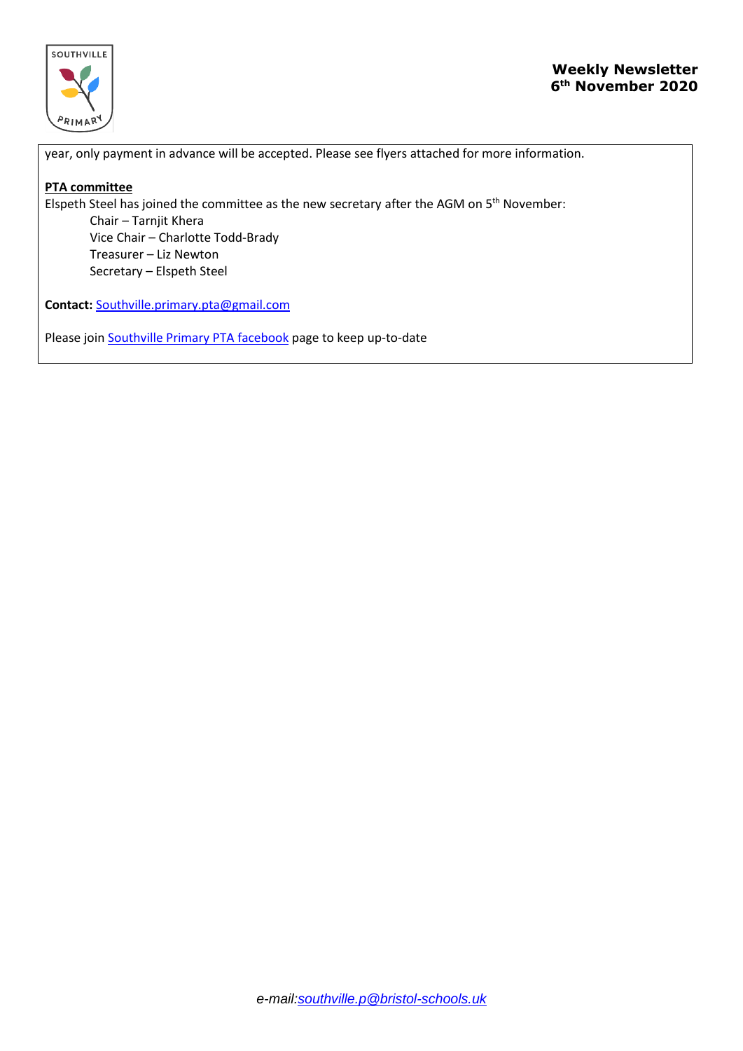year, only payment in advance will be accepted. Please see flyers attached for more information.

**PTA committee**

Elspeth Steel has joined the committee as the new secretary after the AGM on 5th November:

- Chair – Tarnjit Khera
- Vice Chair – Charlotte Todd-Brady
- Treasurer – Liz Newton
- Secretary – Elspeth Steel

**Contact:** Southville.primary.pta@gmail.com

Please join Southville Primary PTA facebook page to keep up-to-date